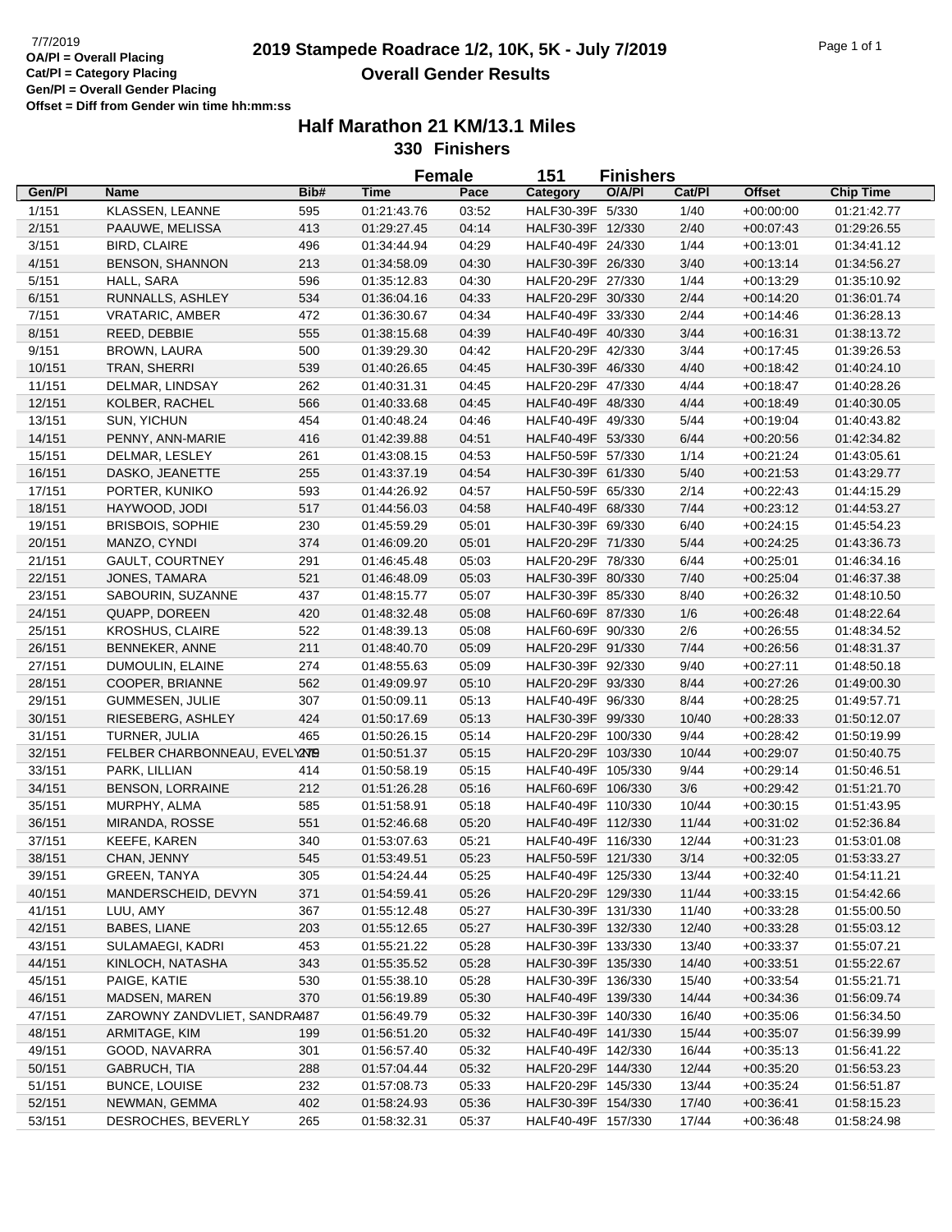7/7/2019

OA/Pl = Overall Placing
Cat/Pl = Category Placing
Gen/Pl = Overall Gender Placing
Offset = Diff from Gender win time hh:mm:ss

# 2019 Stampede Roadrace 1/2, 10K, 5K - July 7/2019

## Overall Gender Results

### Half Marathon 21 KM/13.1 Miles

**330 Finishers**

**Female 151 Finishers**

| Gen/Pl | Name | Bib# | Time | Pace | Category | O/A/Pl | Cat/Pl | Offset | Chip Time |
|---|---|---|---|---|---|---|---|---|---|
| 1/151 | KLASSEN, LEANNE | 595 | 01:21:43.76 | 03:52 | HALF30-39F | 5/330 | 1/40 | +00:00:00 | 01:21:42.77 |
| 2/151 | PAAUWE, MELISSA | 413 | 01:29:27.45 | 04:14 | HALF30-39F | 12/330 | 2/40 | +00:07:43 | 01:29:26.55 |
| 3/151 | BIRD, CLAIRE | 496 | 01:34:44.94 | 04:29 | HALF40-49F | 24/330 | 1/44 | +00:13:01 | 01:34:41.12 |
| 4/151 | BENSON, SHANNON | 213 | 01:34:58.09 | 04:30 | HALF30-39F | 26/330 | 3/40 | +00:13:14 | 01:34:56.27 |
| 5/151 | HALL, SARA | 596 | 01:35:12.83 | 04:30 | HALF20-29F | 27/330 | 1/44 | +00:13:29 | 01:35:10.92 |
| 6/151 | RUNNALLS, ASHLEY | 534 | 01:36:04.16 | 04:33 | HALF20-29F | 30/330 | 2/44 | +00:14:20 | 01:36:01.74 |
| 7/151 | VRATARIC, AMBER | 472 | 01:36:30.67 | 04:34 | HALF40-49F | 33/330 | 2/44 | +00:14:46 | 01:36:28.13 |
| 8/151 | REED, DEBBIE | 555 | 01:38:15.68 | 04:39 | HALF40-49F | 40/330 | 3/44 | +00:16:31 | 01:38:13.72 |
| 9/151 | BROWN, LAURA | 500 | 01:39:29.30 | 04:42 | HALF20-29F | 42/330 | 3/44 | +00:17:45 | 01:39:26.53 |
| 10/151 | TRAN, SHERRI | 539 | 01:40:26.65 | 04:45 | HALF30-39F | 46/330 | 4/40 | +00:18:42 | 01:40:24.10 |
| 11/151 | DELMAR, LINDSAY | 262 | 01:40:31.31 | 04:45 | HALF20-29F | 47/330 | 4/44 | +00:18:47 | 01:40:28.26 |
| 12/151 | KOLBER, RACHEL | 566 | 01:40:33.68 | 04:45 | HALF40-49F | 48/330 | 4/44 | +00:18:49 | 01:40:30.05 |
| 13/151 | SUN, YICHUN | 454 | 01:40:48.24 | 04:46 | HALF40-49F | 49/330 | 5/44 | +00:19:04 | 01:40:43.82 |
| 14/151 | PENNY, ANN-MARIE | 416 | 01:42:39.88 | 04:51 | HALF40-49F | 53/330 | 6/44 | +00:20:56 | 01:42:34.82 |
| 15/151 | DELMAR, LESLEY | 261 | 01:43:08.15 | 04:53 | HALF50-59F | 57/330 | 1/14 | +00:21:24 | 01:43:05.61 |
| 16/151 | DASKO, JEANETTE | 255 | 01:43:37.19 | 04:54 | HALF30-39F | 61/330 | 5/40 | +00:21:53 | 01:43:29.77 |
| 17/151 | PORTER, KUNIKO | 593 | 01:44:26.92 | 04:57 | HALF50-59F | 65/330 | 2/14 | +00:22:43 | 01:44:15.29 |
| 18/151 | HAYWOOD, JODI | 517 | 01:44:56.03 | 04:58 | HALF40-49F | 68/330 | 7/44 | +00:23:12 | 01:44:53.27 |
| 19/151 | BRISBOIS, SOPHIE | 230 | 01:45:59.29 | 05:01 | HALF30-39F | 69/330 | 6/40 | +00:24:15 | 01:45:54.23 |
| 20/151 | MANZO, CYNDI | 374 | 01:46:09.20 | 05:01 | HALF20-29F | 71/330 | 5/44 | +00:24:25 | 01:43:36.73 |
| 21/151 | GAULT, COURTNEY | 291 | 01:46:45.48 | 05:03 | HALF20-29F | 78/330 | 6/44 | +00:25:01 | 01:46:34.16 |
| 22/151 | JONES, TAMARA | 521 | 01:46:48.09 | 05:03 | HALF30-39F | 80/330 | 7/40 | +00:25:04 | 01:46:37.38 |
| 23/151 | SABOURIN, SUZANNE | 437 | 01:48:15.77 | 05:07 | HALF30-39F | 85/330 | 8/40 | +00:26:32 | 01:48:10.50 |
| 24/151 | QUAPP, DOREEN | 420 | 01:48:32.48 | 05:08 | HALF60-69F | 87/330 | 1/6 | +00:26:48 | 01:48:22.64 |
| 25/151 | KROSHUS, CLAIRE | 522 | 01:48:39.13 | 05:08 | HALF60-69F | 90/330 | 2/6 | +00:26:55 | 01:48:34.52 |
| 26/151 | BENNEKER, ANNE | 211 | 01:48:40.70 | 05:09 | HALF20-29F | 91/330 | 7/44 | +00:26:56 | 01:48:31.37 |
| 27/151 | DUMOULIN, ELAINE | 274 | 01:48:55.63 | 05:09 | HALF30-39F | 92/330 | 9/40 | +00:27:11 | 01:48:50.18 |
| 28/151 | COOPER, BRIANNE | 562 | 01:49:09.97 | 05:10 | HALF20-29F | 93/330 | 8/44 | +00:27:26 | 01:49:00.30 |
| 29/151 | GUMMESEN, JULIE | 307 | 01:50:09.11 | 05:13 | HALF40-49F | 96/330 | 8/44 | +00:28:25 | 01:49:57.71 |
| 30/151 | RIESEBERG, ASHLEY | 424 | 01:50:17.69 | 05:13 | HALF30-39F | 99/330 | 10/40 | +00:28:33 | 01:50:12.07 |
| 31/151 | TURNER, JULIA | 465 | 01:50:26.15 | 05:14 | HALF20-29F | 100/330 | 9/44 | +00:28:42 | 01:50:19.99 |
| 32/151 | FELBER CHARBONNEAU, EVELYN | 279 | 01:50:51.37 | 05:15 | HALF20-29F | 103/330 | 10/44 | +00:29:07 | 01:50:40.75 |
| 33/151 | PARK, LILLIAN | 414 | 01:50:58.19 | 05:15 | HALF40-49F | 105/330 | 9/44 | +00:29:14 | 01:50:46.51 |
| 34/151 | BENSON, LORRAINE | 212 | 01:51:26.28 | 05:16 | HALF60-69F | 106/330 | 3/6 | +00:29:42 | 01:51:21.70 |
| 35/151 | MURPHY, ALMA | 585 | 01:51:58.91 | 05:18 | HALF40-49F | 110/330 | 10/44 | +00:30:15 | 01:51:43.95 |
| 36/151 | MIRANDA, ROSSE | 551 | 01:52:46.68 | 05:20 | HALF40-49F | 112/330 | 11/44 | +00:31:02 | 01:52:36.84 |
| 37/151 | KEEFE, KAREN | 340 | 01:53:07.63 | 05:21 | HALF40-49F | 116/330 | 12/44 | +00:31:23 | 01:53:01.08 |
| 38/151 | CHAN, JENNY | 545 | 01:53:49.51 | 05:23 | HALF50-59F | 121/330 | 3/14 | +00:32:05 | 01:53:33.27 |
| 39/151 | GREEN, TANYA | 305 | 01:54:24.44 | 05:25 | HALF40-49F | 125/330 | 13/44 | +00:32:40 | 01:54:11.21 |
| 40/151 | MANDERSCHEID, DEVYN | 371 | 01:54:59.41 | 05:26 | HALF20-29F | 129/330 | 11/44 | +00:33:15 | 01:54:42.66 |
| 41/151 | LUU, AMY | 367 | 01:55:12.48 | 05:27 | HALF30-39F | 131/330 | 11/40 | +00:33:28 | 01:55:00.50 |
| 42/151 | BABES, LIANE | 203 | 01:55:12.65 | 05:27 | HALF30-39F | 132/330 | 12/40 | +00:33:28 | 01:55:03.12 |
| 43/151 | SULAMAEGI, KADRI | 453 | 01:55:21.22 | 05:28 | HALF30-39F | 133/330 | 13/40 | +00:33:37 | 01:55:07.21 |
| 44/151 | KINLOCH, NATASHA | 343 | 01:55:35.52 | 05:28 | HALF30-39F | 135/330 | 14/40 | +00:33:51 | 01:55:22.67 |
| 45/151 | PAIGE, KATIE | 530 | 01:55:38.10 | 05:28 | HALF30-39F | 136/330 | 15/40 | +00:33:54 | 01:55:21.71 |
| 46/151 | MADSEN, MAREN | 370 | 01:56:19.89 | 05:30 | HALF40-49F | 139/330 | 14/44 | +00:34:36 | 01:56:09.74 |
| 47/151 | ZAROWNY ZANDVLIET, SANDRA | 487 | 01:56:49.79 | 05:32 | HALF30-39F | 140/330 | 16/40 | +00:35:06 | 01:56:34.50 |
| 48/151 | ARMITAGE, KIM | 199 | 01:56:51.20 | 05:32 | HALF40-49F | 141/330 | 15/44 | +00:35:07 | 01:56:39.99 |
| 49/151 | GOOD, NAVARRA | 301 | 01:56:57.40 | 05:32 | HALF40-49F | 142/330 | 16/44 | +00:35:13 | 01:56:41.22 |
| 50/151 | GABRUCH, TIA | 288 | 01:57:04.44 | 05:32 | HALF20-29F | 144/330 | 12/44 | +00:35:20 | 01:56:53.23 |
| 51/151 | BUNCE, LOUISE | 232 | 01:57:08.73 | 05:33 | HALF20-29F | 145/330 | 13/44 | +00:35:24 | 01:56:51.87 |
| 52/151 | NEWMAN, GEMMA | 402 | 01:58:24.93 | 05:36 | HALF30-39F | 154/330 | 17/40 | +00:36:41 | 01:58:15.23 |
| 53/151 | DESROCHES, BEVERLY | 265 | 01:58:32.31 | 05:37 | HALF40-49F | 157/330 | 17/44 | +00:36:48 | 01:58:24.98 |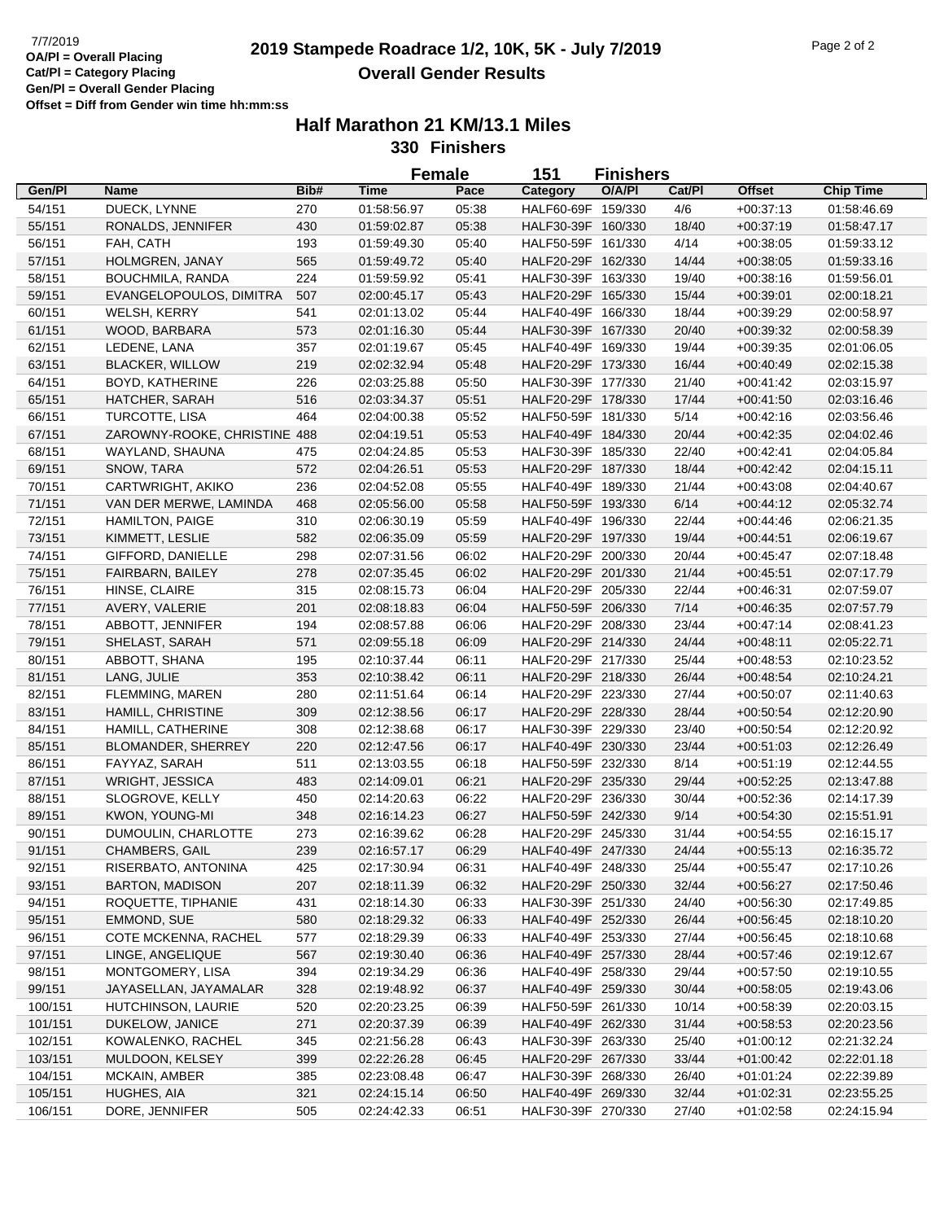7/7/2019
**OA/Pl = Overall Placing**
**Cat/Pl = Category Placing**
**Gen/Pl = Overall Gender Placing**
**Offset = Diff from Gender win time hh:mm:ss**

# 2019 Stampede Roadrace 1/2, 10K, 5K - July 7/2019

## Overall Gender Results

### Half Marathon 21 KM/13.1 Miles

**330 Finishers**

**Female 151 Finishers**

| Gen/Pl | Name | Bib# | Time | Pace | Category | O/A/Pl | Cat/Pl | Offset | Chip Time |
|---|---|---|---|---|---|---|---|---|---|
| 54/151 | DUECK, LYNNE | 270 | 01:58:56.97 | 05:38 | HALF60-69F | 159/330 | 4/6 | +00:37:13 | 01:58:46.69 |
| 55/151 | RONALDS, JENNIFER | 430 | 01:59:02.87 | 05:38 | HALF30-39F | 160/330 | 18/40 | +00:37:19 | 01:58:47.17 |
| 56/151 | FAH, CATH | 193 | 01:59:49.30 | 05:40 | HALF50-59F | 161/330 | 4/14 | +00:38:05 | 01:59:33.12 |
| 57/151 | HOLMGREN, JANAY | 565 | 01:59:49.72 | 05:40 | HALF20-29F | 162/330 | 14/44 | +00:38:05 | 01:59:33.16 |
| 58/151 | BOUCHMILA, RANDA | 224 | 01:59:59.92 | 05:41 | HALF30-39F | 163/330 | 19/40 | +00:38:16 | 01:59:56.01 |
| 59/151 | EVANGELOPOULOS, DIMITRA | 507 | 02:00:45.17 | 05:43 | HALF20-29F | 165/330 | 15/44 | +00:39:01 | 02:00:18.21 |
| 60/151 | WELSH, KERRY | 541 | 02:01:13.02 | 05:44 | HALF40-49F | 166/330 | 18/44 | +00:39:29 | 02:00:58.97 |
| 61/151 | WOOD, BARBARA | 573 | 02:01:16.30 | 05:44 | HALF30-39F | 167/330 | 20/40 | +00:39:32 | 02:00:58.39 |
| 62/151 | LEDENE, LANA | 357 | 02:01:19.67 | 05:45 | HALF40-49F | 169/330 | 19/44 | +00:39:35 | 02:01:06.05 |
| 63/151 | BLACKER, WILLOW | 219 | 02:02:32.94 | 05:48 | HALF20-29F | 173/330 | 16/44 | +00:40:49 | 02:02:15.38 |
| 64/151 | BOYD, KATHERINE | 226 | 02:03:25.88 | 05:50 | HALF30-39F | 177/330 | 21/40 | +00:41:42 | 02:03:15.97 |
| 65/151 | HATCHER, SARAH | 516 | 02:03:34.37 | 05:51 | HALF20-29F | 178/330 | 17/44 | +00:41:50 | 02:03:16.46 |
| 66/151 | TURCOTTE, LISA | 464 | 02:04:00.38 | 05:52 | HALF50-59F | 181/330 | 5/14 | +00:42:16 | 02:03:56.46 |
| 67/151 | ZAROWNY-ROOKE, CHRISTINE | 488 | 02:04:19.51 | 05:53 | HALF40-49F | 184/330 | 20/44 | +00:42:35 | 02:04:02.46 |
| 68/151 | WAYLAND, SHAUNA | 475 | 02:04:24.85 | 05:53 | HALF30-39F | 185/330 | 22/40 | +00:42:41 | 02:04:05.84 |
| 69/151 | SNOW, TARA | 572 | 02:04:26.51 | 05:53 | HALF20-29F | 187/330 | 18/44 | +00:42:42 | 02:04:15.11 |
| 70/151 | CARTWRIGHT, AKIKO | 236 | 02:04:52.08 | 05:55 | HALF40-49F | 189/330 | 21/44 | +00:43:08 | 02:04:40.67 |
| 71/151 | VAN DER MERWE, LAMINDA | 468 | 02:05:56.00 | 05:58 | HALF50-59F | 193/330 | 6/14 | +00:44:12 | 02:05:32.74 |
| 72/151 | HAMILTON, PAIGE | 310 | 02:06:30.19 | 05:59 | HALF40-49F | 196/330 | 22/44 | +00:44:46 | 02:06:21.35 |
| 73/151 | KIMMETT, LESLIE | 582 | 02:06:35.09 | 05:59 | HALF20-29F | 197/330 | 19/44 | +00:44:51 | 02:06:19.67 |
| 74/151 | GIFFORD, DANIELLE | 298 | 02:07:31.56 | 06:02 | HALF20-29F | 200/330 | 20/44 | +00:45:47 | 02:07:18.48 |
| 75/151 | FAIRBARN, BAILEY | 278 | 02:07:35.45 | 06:02 | HALF20-29F | 201/330 | 21/44 | +00:45:51 | 02:07:17.79 |
| 76/151 | HINSE, CLAIRE | 315 | 02:08:15.73 | 06:04 | HALF20-29F | 205/330 | 22/44 | +00:46:31 | 02:07:59.07 |
| 77/151 | AVERY, VALERIE | 201 | 02:08:18.83 | 06:04 | HALF50-59F | 206/330 | 7/14 | +00:46:35 | 02:07:57.79 |
| 78/151 | ABBOTT, JENNIFER | 194 | 02:08:57.88 | 06:06 | HALF20-29F | 208/330 | 23/44 | +00:47:14 | 02:08:41.23 |
| 79/151 | SHELAST, SARAH | 571 | 02:09:55.18 | 06:09 | HALF20-29F | 214/330 | 24/44 | +00:48:11 | 02:05:22.71 |
| 80/151 | ABBOTT, SHANA | 195 | 02:10:37.44 | 06:11 | HALF20-29F | 217/330 | 25/44 | +00:48:53 | 02:10:23.52 |
| 81/151 | LANG, JULIE | 353 | 02:10:38.42 | 06:11 | HALF20-29F | 218/330 | 26/44 | +00:48:54 | 02:10:24.21 |
| 82/151 | FLEMMING, MAREN | 280 | 02:11:51.64 | 06:14 | HALF20-29F | 223/330 | 27/44 | +00:50:07 | 02:11:40.63 |
| 83/151 | HAMILL, CHRISTINE | 309 | 02:12:38.56 | 06:17 | HALF20-29F | 228/330 | 28/44 | +00:50:54 | 02:12:20.90 |
| 84/151 | HAMILL, CATHERINE | 308 | 02:12:38.68 | 06:17 | HALF30-39F | 229/330 | 23/40 | +00:50:54 | 02:12:20.92 |
| 85/151 | BLOMANDER, SHERREY | 220 | 02:12:47.56 | 06:17 | HALF40-49F | 230/330 | 23/44 | +00:51:03 | 02:12:26.49 |
| 86/151 | FAYYAZ, SARAH | 511 | 02:13:03.55 | 06:18 | HALF50-59F | 232/330 | 8/14 | +00:51:19 | 02:12:44.55 |
| 87/151 | WRIGHT, JESSICA | 483 | 02:14:09.01 | 06:21 | HALF20-29F | 235/330 | 29/44 | +00:52:25 | 02:13:47.88 |
| 88/151 | SLOGROVE, KELLY | 450 | 02:14:20.63 | 06:22 | HALF20-29F | 236/330 | 30/44 | +00:52:36 | 02:14:17.39 |
| 89/151 | KWON, YOUNG-MI | 348 | 02:16:14.23 | 06:27 | HALF50-59F | 242/330 | 9/14 | +00:54:30 | 02:15:51.91 |
| 90/151 | DUMOULIN, CHARLOTTE | 273 | 02:16:39.62 | 06:28 | HALF20-29F | 245/330 | 31/44 | +00:54:55 | 02:16:15.17 |
| 91/151 | CHAMBERS, GAIL | 239 | 02:16:57.17 | 06:29 | HALF40-49F | 247/330 | 24/44 | +00:55:13 | 02:16:35.72 |
| 92/151 | RISERBATO, ANTONINA | 425 | 02:17:30.94 | 06:31 | HALF40-49F | 248/330 | 25/44 | +00:55:47 | 02:17:10.26 |
| 93/151 | BARTON, MADISON | 207 | 02:18:11.39 | 06:32 | HALF20-29F | 250/330 | 32/44 | +00:56:27 | 02:17:50.46 |
| 94/151 | ROQUETTE, TIPHANIE | 431 | 02:18:14.30 | 06:33 | HALF30-39F | 251/330 | 24/40 | +00:56:30 | 02:17:49.85 |
| 95/151 | EMMOND, SUE | 580 | 02:18:29.32 | 06:33 | HALF40-49F | 252/330 | 26/44 | +00:56:45 | 02:18:10.20 |
| 96/151 | COTE MCKENNA, RACHEL | 577 | 02:18:29.39 | 06:33 | HALF40-49F | 253/330 | 27/44 | +00:56:45 | 02:18:10.68 |
| 97/151 | LINGE, ANGELIQUE | 567 | 02:19:30.40 | 06:36 | HALF40-49F | 257/330 | 28/44 | +00:57:46 | 02:19:12.67 |
| 98/151 | MONTGOMERY, LISA | 394 | 02:19:34.29 | 06:36 | HALF40-49F | 258/330 | 29/44 | +00:57:50 | 02:19:10.55 |
| 99/151 | JAYASELLAN, JAYAMALAR | 328 | 02:19:48.92 | 06:37 | HALF40-49F | 259/330 | 30/44 | +00:58:05 | 02:19:43.06 |
| 100/151 | HUTCHINSON, LAURIE | 520 | 02:20:23.25 | 06:39 | HALF50-59F | 261/330 | 10/14 | +00:58:39 | 02:20:03.15 |
| 101/151 | DUKELOW, JANICE | 271 | 02:20:37.39 | 06:39 | HALF40-49F | 262/330 | 31/44 | +00:58:53 | 02:20:23.56 |
| 102/151 | KOWALENKO, RACHEL | 345 | 02:21:56.28 | 06:43 | HALF30-39F | 263/330 | 25/40 | +01:00:12 | 02:21:32.24 |
| 103/151 | MULDOON, KELSEY | 399 | 02:22:26.28 | 06:45 | HALF20-29F | 267/330 | 33/44 | +01:00:42 | 02:22:01.18 |
| 104/151 | MCKAIN, AMBER | 385 | 02:23:08.48 | 06:47 | HALF30-39F | 268/330 | 26/40 | +01:01:24 | 02:22:39.89 |
| 105/151 | HUGHES, AIA | 321 | 02:24:15.14 | 06:50 | HALF40-49F | 269/330 | 32/44 | +01:02:31 | 02:23:55.25 |
| 106/151 | DORE, JENNIFER | 505 | 02:24:42.33 | 06:51 | HALF30-39F | 270/330 | 27/40 | +01:02:58 | 02:24:15.94 |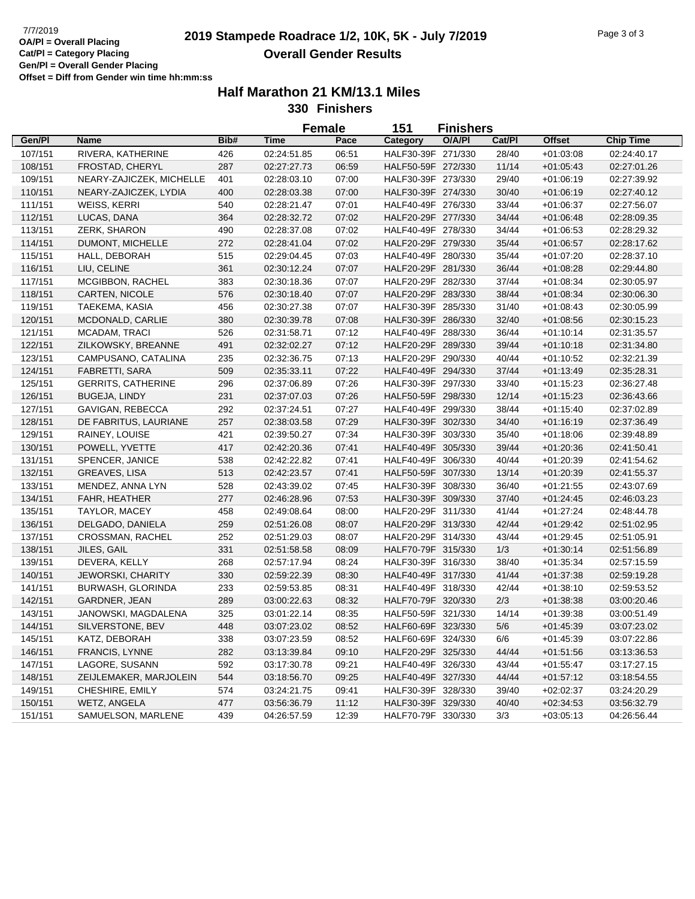7/7/2019
**OA/Pl = Overall Placing**
**Cat/Pl = Category Placing**
**Gen/Pl = Overall Gender Placing**
**Offset = Diff from Gender win time hh:mm:ss**

# 2019 Stampede Roadrace 1/2, 10K, 5K - July 7/2019

## Overall Gender Results

### Half Marathon 21 KM/13.1 Miles

**330 Finishers**

**Female 151 Finishers**

| Gen/Pl | Name | Bib# | Time | Pace | Category | O/A/Pl | Cat/Pl | Offset | Chip Time |
|---|---|---|---|---|---|---|---|---|---|
| 107/151 | RIVERA, KATHERINE | 426 | 02:24:51.85 | 06:51 | HALF30-39F | 271/330 | 28/40 | +01:03:08 | 02:24:40.17 |
| 108/151 | FROSTAD, CHERYL | 287 | 02:27:27.73 | 06:59 | HALF50-59F | 272/330 | 11/14 | +01:05:43 | 02:27:01.26 |
| 109/151 | NEARY-ZAJICZEK, MICHELLE | 401 | 02:28:03.10 | 07:00 | HALF30-39F | 273/330 | 29/40 | +01:06:19 | 02:27:39.92 |
| 110/151 | NEARY-ZAJICZEK, LYDIA | 400 | 02:28:03.38 | 07:00 | HALF30-39F | 274/330 | 30/40 | +01:06:19 | 02:27:40.12 |
| 111/151 | WEISS, KERRI | 540 | 02:28:21.47 | 07:01 | HALF40-49F | 276/330 | 33/44 | +01:06:37 | 02:27:56.07 |
| 112/151 | LUCAS, DANA | 364 | 02:28:32.72 | 07:02 | HALF20-29F | 277/330 | 34/44 | +01:06:48 | 02:28:09.35 |
| 113/151 | ZERK, SHARON | 490 | 02:28:37.08 | 07:02 | HALF40-49F | 278/330 | 34/44 | +01:06:53 | 02:28:29.32 |
| 114/151 | DUMONT, MICHELLE | 272 | 02:28:41.04 | 07:02 | HALF20-29F | 279/330 | 35/44 | +01:06:57 | 02:28:17.62 |
| 115/151 | HALL, DEBORAH | 515 | 02:29:04.45 | 07:03 | HALF40-49F | 280/330 | 35/44 | +01:07:20 | 02:28:37.10 |
| 116/151 | LIU, CELINE | 361 | 02:30:12.24 | 07:07 | HALF20-29F | 281/330 | 36/44 | +01:08:28 | 02:29:44.80 |
| 117/151 | MCGIBBON, RACHEL | 383 | 02:30:18.36 | 07:07 | HALF20-29F | 282/330 | 37/44 | +01:08:34 | 02:30:05.97 |
| 118/151 | CARTEN, NICOLE | 576 | 02:30:18.40 | 07:07 | HALF20-29F | 283/330 | 38/44 | +01:08:34 | 02:30:06.30 |
| 119/151 | TAEKEMA, KASIA | 456 | 02:30:27.38 | 07:07 | HALF30-39F | 285/330 | 31/40 | +01:08:43 | 02:30:05.99 |
| 120/151 | MCDONALD, CARLIE | 380 | 02:30:39.78 | 07:08 | HALF30-39F | 286/330 | 32/40 | +01:08:56 | 02:30:15.23 |
| 121/151 | MCADAM, TRACI | 526 | 02:31:58.71 | 07:12 | HALF40-49F | 288/330 | 36/44 | +01:10:14 | 02:31:35.57 |
| 122/151 | ZILKOWSKY, BREANNE | 491 | 02:32:02.27 | 07:12 | HALF20-29F | 289/330 | 39/44 | +01:10:18 | 02:31:34.80 |
| 123/151 | CAMPUSANO, CATALINA | 235 | 02:32:36.75 | 07:13 | HALF20-29F | 290/330 | 40/44 | +01:10:52 | 02:32:21.39 |
| 124/151 | FABRETTI, SARA | 509 | 02:35:33.11 | 07:22 | HALF40-49F | 294/330 | 37/44 | +01:13:49 | 02:35:28.31 |
| 125/151 | GERRITS, CATHERINE | 296 | 02:37:06.89 | 07:26 | HALF30-39F | 297/330 | 33/40 | +01:15:23 | 02:36:27.48 |
| 126/151 | BUGEJA, LINDY | 231 | 02:37:07.03 | 07:26 | HALF50-59F | 298/330 | 12/14 | +01:15:23 | 02:36:43.66 |
| 127/151 | GAVIGAN, REBECCA | 292 | 02:37:24.51 | 07:27 | HALF40-49F | 299/330 | 38/44 | +01:15:40 | 02:37:02.89 |
| 128/151 | DE FABRITUS, LAURIANE | 257 | 02:38:03.58 | 07:29 | HALF30-39F | 302/330 | 34/40 | +01:16:19 | 02:37:36.49 |
| 129/151 | RAINEY, LOUISE | 421 | 02:39:50.27 | 07:34 | HALF30-39F | 303/330 | 35/40 | +01:18:06 | 02:39:48.89 |
| 130/151 | POWELL, YVETTE | 417 | 02:42:20.36 | 07:41 | HALF40-49F | 305/330 | 39/44 | +01:20:36 | 02:41:50.41 |
| 131/151 | SPENCER, JANICE | 538 | 02:42:22.82 | 07:41 | HALF40-49F | 306/330 | 40/44 | +01:20:39 | 02:41:54.62 |
| 132/151 | GREAVES, LISA | 513 | 02:42:23.57 | 07:41 | HALF50-59F | 307/330 | 13/14 | +01:20:39 | 02:41:55.37 |
| 133/151 | MENDEZ, ANNA LYN | 528 | 02:43:39.02 | 07:45 | HALF30-39F | 308/330 | 36/40 | +01:21:55 | 02:43:07.69 |
| 134/151 | FAHR, HEATHER | 277 | 02:46:28.96 | 07:53 | HALF30-39F | 309/330 | 37/40 | +01:24:45 | 02:46:03.23 |
| 135/151 | TAYLOR, MACEY | 458 | 02:49:08.64 | 08:00 | HALF20-29F | 311/330 | 41/44 | +01:27:24 | 02:48:44.78 |
| 136/151 | DELGADO, DANIELA | 259 | 02:51:26.08 | 08:07 | HALF20-29F | 313/330 | 42/44 | +01:29:42 | 02:51:02.95 |
| 137/151 | CROSSMAN, RACHEL | 252 | 02:51:29.03 | 08:07 | HALF20-29F | 314/330 | 43/44 | +01:29:45 | 02:51:05.91 |
| 138/151 | JILES, GAIL | 331 | 02:51:58.58 | 08:09 | HALF70-79F | 315/330 | 1/3 | +01:30:14 | 02:51:56.89 |
| 139/151 | DEVERA, KELLY | 268 | 02:57:17.94 | 08:24 | HALF30-39F | 316/330 | 38/40 | +01:35:34 | 02:57:15.59 |
| 140/151 | JEWORSKI, CHARITY | 330 | 02:59:22.39 | 08:30 | HALF40-49F | 317/330 | 41/44 | +01:37:38 | 02:59:19.28 |
| 141/151 | BURWASH, GLORINDA | 233 | 02:59:53.85 | 08:31 | HALF40-49F | 318/330 | 42/44 | +01:38:10 | 02:59:53.52 |
| 142/151 | GARDNER, JEAN | 289 | 03:00:22.63 | 08:32 | HALF70-79F | 320/330 | 2/3 | +01:38:38 | 03:00:20.46 |
| 143/151 | JANOWSKI, MAGDALENA | 325 | 03:01:22.14 | 08:35 | HALF50-59F | 321/330 | 14/14 | +01:39:38 | 03:00:51.49 |
| 144/151 | SILVERSTONE, BEV | 448 | 03:07:23.02 | 08:52 | HALF60-69F | 323/330 | 5/6 | +01:45:39 | 03:07:23.02 |
| 145/151 | KATZ, DEBORAH | 338 | 03:07:23.59 | 08:52 | HALF60-69F | 324/330 | 6/6 | +01:45:39 | 03:07:22.86 |
| 146/151 | FRANCIS, LYNNE | 282 | 03:13:39.84 | 09:10 | HALF20-29F | 325/330 | 44/44 | +01:51:56 | 03:13:36.53 |
| 147/151 | LAGORE, SUSANN | 592 | 03:17:30.78 | 09:21 | HALF40-49F | 326/330 | 43/44 | +01:55:47 | 03:17:27.15 |
| 148/151 | ZEIJLEMAKER, MARJOLEIN | 544 | 03:18:56.70 | 09:25 | HALF40-49F | 327/330 | 44/44 | +01:57:12 | 03:18:54.55 |
| 149/151 | CHESHIRE, EMILY | 574 | 03:24:21.75 | 09:41 | HALF30-39F | 328/330 | 39/40 | +02:02:37 | 03:24:20.29 |
| 150/151 | WETZ, ANGELA | 477 | 03:56:36.79 | 11:12 | HALF30-39F | 329/330 | 40/40 | +02:34:53 | 03:56:32.79 |
| 151/151 | SAMUELSON, MARLENE | 439 | 04:26:57.59 | 12:39 | HALF70-79F | 330/330 | 3/3 | +03:05:13 | 04:26:56.44 |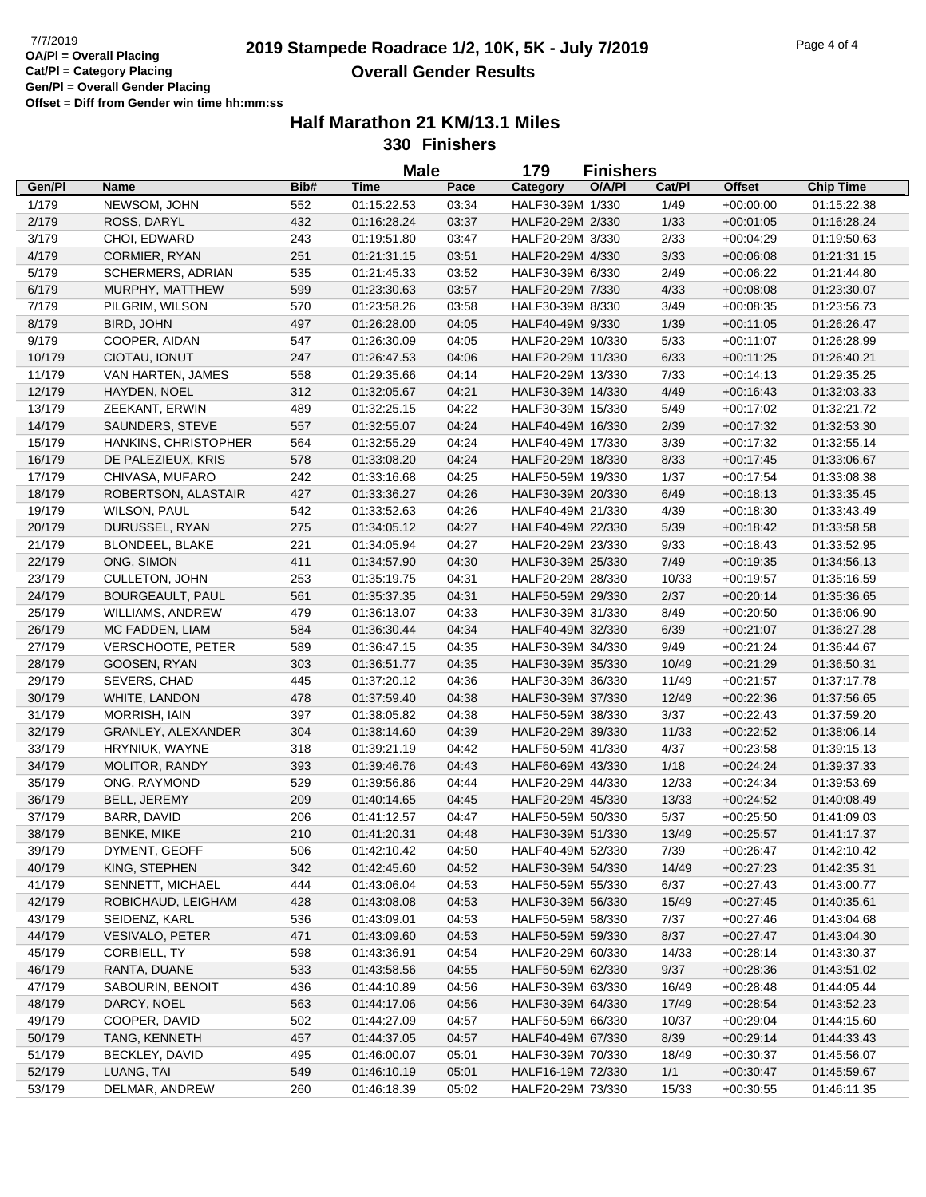# 2019 Stampede Roadrace 1/2, 10K, 5K - July 7/2019

## Overall Gender Results

OA/Pl = Overall Placing
Cat/Pl = Category Placing
Gen/Pl = Overall Gender Placing
Offset = Diff from Gender win time hh:mm:ss

### Half Marathon 21 KM/13.1 Miles

330 Finishers

Male 179 Finishers

| Gen/Pl | Name | Bib# | Time | Pace | Category | O/A/Pl | Cat/Pl | Offset | Chip Time |
|---|---|---|---|---|---|---|---|---|---|
| 1/179 | NEWSOM, JOHN | 552 | 01:15:22.53 | 03:34 | HALF30-39M | 1/330 | 1/49 | +00:00:00 | 01:15:22.38 |
| 2/179 | ROSS, DARYL | 432 | 01:16:28.24 | 03:37 | HALF20-29M | 2/330 | 1/33 | +00:01:05 | 01:16:28.24 |
| 3/179 | CHOI, EDWARD | 243 | 01:19:51.80 | 03:47 | HALF20-29M | 3/330 | 2/33 | +00:04:29 | 01:19:50.63 |
| 4/179 | CORMIER, RYAN | 251 | 01:21:31.15 | 03:51 | HALF20-29M | 4/330 | 3/33 | +00:06:08 | 01:21:31.15 |
| 5/179 | SCHERMERS, ADRIAN | 535 | 01:21:45.33 | 03:52 | HALF30-39M | 6/330 | 2/49 | +00:06:22 | 01:21:44.80 |
| 6/179 | MURPHY, MATTHEW | 599 | 01:23:30.63 | 03:57 | HALF20-29M | 7/330 | 4/33 | +00:08:08 | 01:23:30.07 |
| 7/179 | PILGRIM, WILSON | 570 | 01:23:58.26 | 03:58 | HALF30-39M | 8/330 | 3/49 | +00:08:35 | 01:23:56.73 |
| 8/179 | BIRD, JOHN | 497 | 01:26:28.00 | 04:05 | HALF40-49M | 9/330 | 1/39 | +00:11:05 | 01:26:26.47 |
| 9/179 | COOPER, AIDAN | 547 | 01:26:30.09 | 04:05 | HALF20-29M | 10/330 | 5/33 | +00:11:07 | 01:26:28.99 |
| 10/179 | CIOTAU, IONUT | 247 | 01:26:47.53 | 04:06 | HALF20-29M | 11/330 | 6/33 | +00:11:25 | 01:26:40.21 |
| 11/179 | VAN HARTEN, JAMES | 558 | 01:29:35.66 | 04:14 | HALF20-29M | 13/330 | 7/33 | +00:14:13 | 01:29:35.25 |
| 12/179 | HAYDEN, NOEL | 312 | 01:32:05.67 | 04:21 | HALF30-39M | 14/330 | 4/49 | +00:16:43 | 01:32:03.33 |
| 13/179 | ZEEKANT, ERWIN | 489 | 01:32:25.15 | 04:22 | HALF30-39M | 15/330 | 5/49 | +00:17:02 | 01:32:21.72 |
| 14/179 | SAUNDERS, STEVE | 557 | 01:32:55.07 | 04:24 | HALF40-49M | 16/330 | 2/39 | +00:17:32 | 01:32:53.30 |
| 15/179 | HANKINS, CHRISTOPHER | 564 | 01:32:55.29 | 04:24 | HALF40-49M | 17/330 | 3/39 | +00:17:32 | 01:32:55.14 |
| 16/179 | DE PALEZIEUX, KRIS | 578 | 01:33:08.20 | 04:24 | HALF20-29M | 18/330 | 8/33 | +00:17:45 | 01:33:06.67 |
| 17/179 | CHIVASA, MUFARO | 242 | 01:33:16.68 | 04:25 | HALF50-59M | 19/330 | 1/37 | +00:17:54 | 01:33:08.38 |
| 18/179 | ROBERTSON, ALASTAIR | 427 | 01:33:36.27 | 04:26 | HALF30-39M | 20/330 | 6/49 | +00:18:13 | 01:33:35.45 |
| 19/179 | WILSON, PAUL | 542 | 01:33:52.63 | 04:26 | HALF40-49M | 21/330 | 4/39 | +00:18:30 | 01:33:43.49 |
| 20/179 | DURUSSEL, RYAN | 275 | 01:34:05.12 | 04:27 | HALF40-49M | 22/330 | 5/39 | +00:18:42 | 01:33:58.58 |
| 21/179 | BLONDEEL, BLAKE | 221 | 01:34:05.94 | 04:27 | HALF20-29M | 23/330 | 9/33 | +00:18:43 | 01:33:52.95 |
| 22/179 | ONG, SIMON | 411 | 01:34:57.90 | 04:30 | HALF30-39M | 25/330 | 7/49 | +00:19:35 | 01:34:56.13 |
| 23/179 | CULLETON, JOHN | 253 | 01:35:19.75 | 04:31 | HALF20-29M | 28/330 | 10/33 | +00:19:57 | 01:35:16.59 |
| 24/179 | BOURGEAULT, PAUL | 561 | 01:35:37.35 | 04:31 | HALF50-59M | 29/330 | 2/37 | +00:20:14 | 01:35:36.65 |
| 25/179 | WILLIAMS, ANDREW | 479 | 01:36:13.07 | 04:33 | HALF30-39M | 31/330 | 8/49 | +00:20:50 | 01:36:06.90 |
| 26/179 | MC FADDEN, LIAM | 584 | 01:36:30.44 | 04:34 | HALF40-49M | 32/330 | 6/39 | +00:21:07 | 01:36:27.28 |
| 27/179 | VERSCHOOTE, PETER | 589 | 01:36:47.15 | 04:35 | HALF30-39M | 34/330 | 9/49 | +00:21:24 | 01:36:44.67 |
| 28/179 | GOOSEN, RYAN | 303 | 01:36:51.77 | 04:35 | HALF30-39M | 35/330 | 10/49 | +00:21:29 | 01:36:50.31 |
| 29/179 | SEVERS, CHAD | 445 | 01:37:20.12 | 04:36 | HALF30-39M | 36/330 | 11/49 | +00:21:57 | 01:37:17.78 |
| 30/179 | WHITE, LANDON | 478 | 01:37:59.40 | 04:38 | HALF30-39M | 37/330 | 12/49 | +00:22:36 | 01:37:56.65 |
| 31/179 | MORRISH, IAIN | 397 | 01:38:05.82 | 04:38 | HALF50-59M | 38/330 | 3/37 | +00:22:43 | 01:37:59.20 |
| 32/179 | GRANLEY, ALEXANDER | 304 | 01:38:14.60 | 04:39 | HALF20-29M | 39/330 | 11/33 | +00:22:52 | 01:38:06.14 |
| 33/179 | HRYNIUK, WAYNE | 318 | 01:39:21.19 | 04:42 | HALF50-59M | 41/330 | 4/37 | +00:23:58 | 01:39:15.13 |
| 34/179 | MOLITOR, RANDY | 393 | 01:39:46.76 | 04:43 | HALF60-69M | 43/330 | 1/18 | +00:24:24 | 01:39:37.33 |
| 35/179 | ONG, RAYMOND | 529 | 01:39:56.86 | 04:44 | HALF20-29M | 44/330 | 12/33 | +00:24:34 | 01:39:53.69 |
| 36/179 | BELL, JEREMY | 209 | 01:40:14.65 | 04:45 | HALF20-29M | 45/330 | 13/33 | +00:24:52 | 01:40:08.49 |
| 37/179 | BARR, DAVID | 206 | 01:41:12.57 | 04:47 | HALF50-59M | 50/330 | 5/37 | +00:25:50 | 01:41:09.03 |
| 38/179 | BENKE, MIKE | 210 | 01:41:20.31 | 04:48 | HALF30-39M | 51/330 | 13/49 | +00:25:57 | 01:41:17.37 |
| 39/179 | DYMENT, GEOFF | 506 | 01:42:10.42 | 04:50 | HALF40-49M | 52/330 | 7/39 | +00:26:47 | 01:42:10.42 |
| 40/179 | KING, STEPHEN | 342 | 01:42:45.60 | 04:52 | HALF30-39M | 54/330 | 14/49 | +00:27:23 | 01:42:35.31 |
| 41/179 | SENNETT, MICHAEL | 444 | 01:43:06.04 | 04:53 | HALF50-59M | 55/330 | 6/37 | +00:27:43 | 01:43:00.77 |
| 42/179 | ROBICHAUD, LEIGHAM | 428 | 01:43:08.08 | 04:53 | HALF30-39M | 56/330 | 15/49 | +00:27:45 | 01:40:35.61 |
| 43/179 | SEIDENZ, KARL | 536 | 01:43:09.01 | 04:53 | HALF50-59M | 58/330 | 7/37 | +00:27:46 | 01:43:04.68 |
| 44/179 | VESIVALO, PETER | 471 | 01:43:09.60 | 04:53 | HALF50-59M | 59/330 | 8/37 | +00:27:47 | 01:43:04.30 |
| 45/179 | CORBIELL, TY | 598 | 01:43:36.91 | 04:54 | HALF20-29M | 60/330 | 14/33 | +00:28:14 | 01:43:30.37 |
| 46/179 | RANTA, DUANE | 533 | 01:43:58.56 | 04:55 | HALF50-59M | 62/330 | 9/37 | +00:28:36 | 01:43:51.02 |
| 47/179 | SABOURIN, BENOIT | 436 | 01:44:10.89 | 04:56 | HALF30-39M | 63/330 | 16/49 | +00:28:48 | 01:44:05.44 |
| 48/179 | DARCY, NOEL | 563 | 01:44:17.06 | 04:56 | HALF30-39M | 64/330 | 17/49 | +00:28:54 | 01:43:52.23 |
| 49/179 | COOPER, DAVID | 502 | 01:44:27.09 | 04:57 | HALF50-59M | 66/330 | 10/37 | +00:29:04 | 01:44:15.60 |
| 50/179 | TANG, KENNETH | 457 | 01:44:37.05 | 04:57 | HALF40-49M | 67/330 | 8/39 | +00:29:14 | 01:44:33.43 |
| 51/179 | BECKLEY, DAVID | 495 | 01:46:00.07 | 05:01 | HALF30-39M | 70/330 | 18/49 | +00:30:37 | 01:45:56.07 |
| 52/179 | LUANG, TAI | 549 | 01:46:10.19 | 05:01 | HALF16-19M | 72/330 | 1/1 | +00:30:47 | 01:45:59.67 |
| 53/179 | DELMAR, ANDREW | 260 | 01:46:18.39 | 05:02 | HALF20-29M | 73/330 | 15/33 | +00:30:55 | 01:46:11.35 |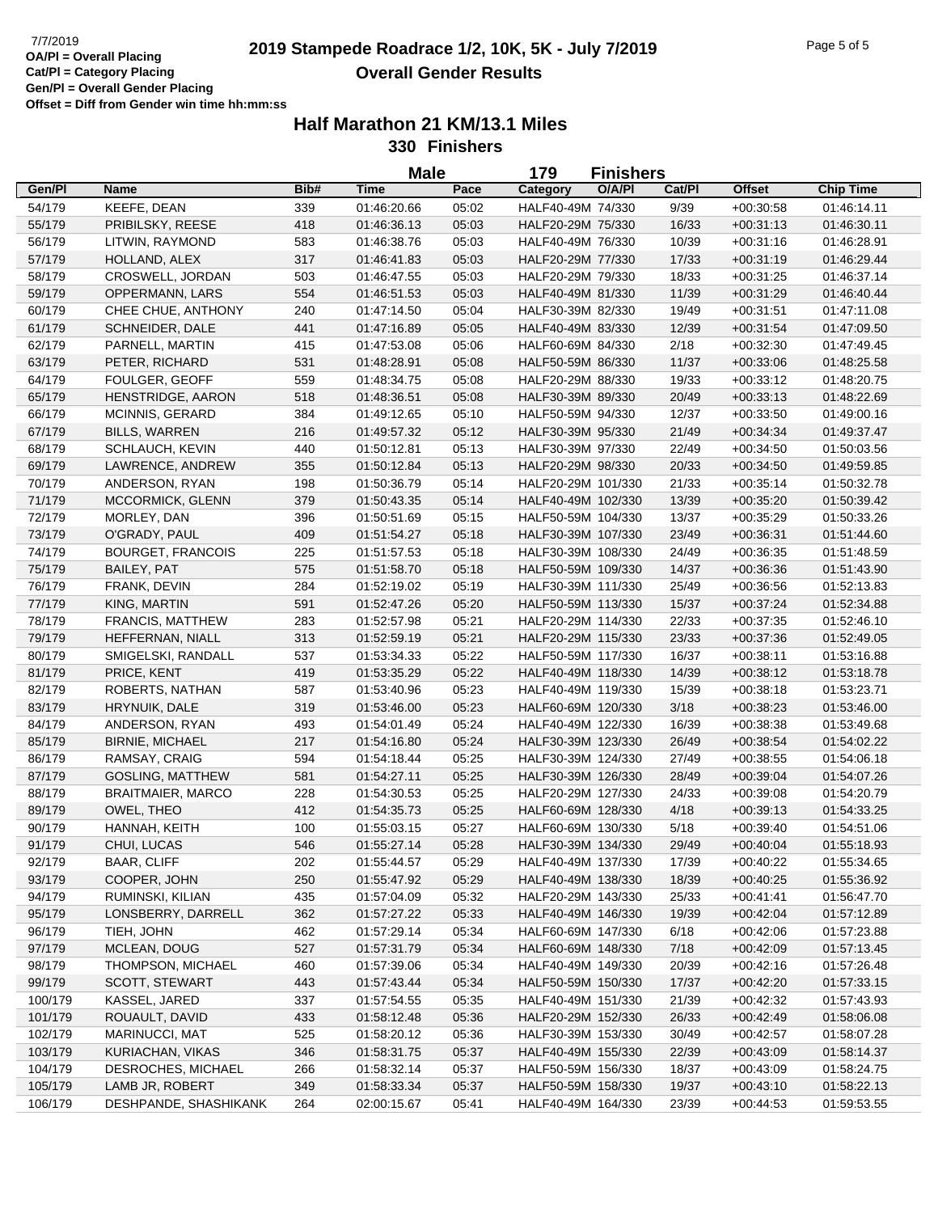7/7/2019

**OA/Pl = Overall Placing**
**Cat/Pl = Category Placing**
**Gen/Pl = Overall Gender Placing**
**Offset = Diff from Gender win time hh:mm:ss**

# 2019 Stampede Roadrace 1/2, 10K, 5K - July 7/2019
## Overall Gender Results

### Half Marathon 21 KM/13.1 Miles
### 330 Finishers

**Male** **179 Finishers**

| Gen/Pl | Name | Bib# | Time | Pace | Category | O/A/Pl | Cat/Pl | Offset | Chip Time |
|---|---|---|---|---|---|---|---|---|---|
| 54/179 | KEEFE, DEAN | 339 | 01:46:20.66 | 05:02 | HALF40-49M | 74/330 | 9/39 | +00:30:58 | 01:46:14.11 |
| 55/179 | PRIBILSKY, REESE | 418 | 01:46:36.13 | 05:03 | HALF20-29M | 75/330 | 16/33 | +00:31:13 | 01:46:30.11 |
| 56/179 | LITWIN, RAYMOND | 583 | 01:46:38.76 | 05:03 | HALF40-49M | 76/330 | 10/39 | +00:31:16 | 01:46:28.91 |
| 57/179 | HOLLAND, ALEX | 317 | 01:46:41.83 | 05:03 | HALF20-29M | 77/330 | 17/33 | +00:31:19 | 01:46:29.44 |
| 58/179 | CROSWELL, JORDAN | 503 | 01:46:47.55 | 05:03 | HALF20-29M | 79/330 | 18/33 | +00:31:25 | 01:46:37.14 |
| 59/179 | OPPERMANN, LARS | 554 | 01:46:51.53 | 05:03 | HALF40-49M | 81/330 | 11/39 | +00:31:29 | 01:46:40.44 |
| 60/179 | CHEE CHUE, ANTHONY | 240 | 01:47:14.50 | 05:04 | HALF30-39M | 82/330 | 19/49 | +00:31:51 | 01:47:11.08 |
| 61/179 | SCHNEIDER, DALE | 441 | 01:47:16.89 | 05:05 | HALF40-49M | 83/330 | 12/39 | +00:31:54 | 01:47:09.50 |
| 62/179 | PARNELL, MARTIN | 415 | 01:47:53.08 | 05:06 | HALF60-69M | 84/330 | 2/18 | +00:32:30 | 01:47:49.45 |
| 63/179 | PETER, RICHARD | 531 | 01:48:28.91 | 05:08 | HALF50-59M | 86/330 | 11/37 | +00:33:06 | 01:48:25.58 |
| 64/179 | FOULGER, GEOFF | 559 | 01:48:34.75 | 05:08 | HALF20-29M | 88/330 | 19/33 | +00:33:12 | 01:48:20.75 |
| 65/179 | HENSTRIDGE, AARON | 518 | 01:48:36.51 | 05:08 | HALF30-39M | 89/330 | 20/49 | +00:33:13 | 01:48:22.69 |
| 66/179 | MCINNIS, GERARD | 384 | 01:49:12.65 | 05:10 | HALF50-59M | 94/330 | 12/37 | +00:33:50 | 01:49:00.16 |
| 67/179 | BILLS, WARREN | 216 | 01:49:57.32 | 05:12 | HALF30-39M | 95/330 | 21/49 | +00:34:34 | 01:49:37.47 |
| 68/179 | SCHLAUCH, KEVIN | 440 | 01:50:12.81 | 05:13 | HALF30-39M | 97/330 | 22/49 | +00:34:50 | 01:50:03.56 |
| 69/179 | LAWRENCE, ANDREW | 355 | 01:50:12.84 | 05:13 | HALF20-29M | 98/330 | 20/33 | +00:34:50 | 01:49:59.85 |
| 70/179 | ANDERSON, RYAN | 198 | 01:50:36.79 | 05:14 | HALF20-29M | 101/330 | 21/33 | +00:35:14 | 01:50:32.78 |
| 71/179 | MCCORMICK, GLENN | 379 | 01:50:43.35 | 05:14 | HALF40-49M | 102/330 | 13/39 | +00:35:20 | 01:50:39.42 |
| 72/179 | MORLEY, DAN | 396 | 01:50:51.69 | 05:15 | HALF50-59M | 104/330 | 13/37 | +00:35:29 | 01:50:33.26 |
| 73/179 | O'GRADY, PAUL | 409 | 01:51:54.27 | 05:18 | HALF30-39M | 107/330 | 23/49 | +00:36:31 | 01:51:44.60 |
| 74/179 | BOURGET, FRANCOIS | 225 | 01:51:57.53 | 05:18 | HALF30-39M | 108/330 | 24/49 | +00:36:35 | 01:51:48.59 |
| 75/179 | BAILEY, PAT | 575 | 01:51:58.70 | 05:18 | HALF50-59M | 109/330 | 14/37 | +00:36:36 | 01:51:43.90 |
| 76/179 | FRANK, DEVIN | 284 | 01:52:19.02 | 05:19 | HALF30-39M | 111/330 | 25/49 | +00:36:56 | 01:52:13.83 |
| 77/179 | KING, MARTIN | 591 | 01:52:47.26 | 05:20 | HALF50-59M | 113/330 | 15/37 | +00:37:24 | 01:52:34.88 |
| 78/179 | FRANCIS, MATTHEW | 283 | 01:52:57.98 | 05:21 | HALF20-29M | 114/330 | 22/33 | +00:37:35 | 01:52:46.10 |
| 79/179 | HEFFERNAN, NIALL | 313 | 01:52:59.19 | 05:21 | HALF20-29M | 115/330 | 23/33 | +00:37:36 | 01:52:49.05 |
| 80/179 | SMIGELSKI, RANDALL | 537 | 01:53:34.33 | 05:22 | HALF50-59M | 117/330 | 16/37 | +00:38:11 | 01:53:16.88 |
| 81/179 | PRICE, KENT | 419 | 01:53:35.29 | 05:22 | HALF40-49M | 118/330 | 14/39 | +00:38:12 | 01:53:18.78 |
| 82/179 | ROBERTS, NATHAN | 587 | 01:53:40.96 | 05:23 | HALF40-49M | 119/330 | 15/39 | +00:38:18 | 01:53:23.71 |
| 83/179 | HRYNUIK, DALE | 319 | 01:53:46.00 | 05:23 | HALF60-69M | 120/330 | 3/18 | +00:38:23 | 01:53:46.00 |
| 84/179 | ANDERSON, RYAN | 493 | 01:54:01.49 | 05:24 | HALF40-49M | 122/330 | 16/39 | +00:38:38 | 01:53:49.68 |
| 85/179 | BIRNIE, MICHAEL | 217 | 01:54:16.80 | 05:24 | HALF30-39M | 123/330 | 26/49 | +00:38:54 | 01:54:02.22 |
| 86/179 | RAMSAY, CRAIG | 594 | 01:54:18.44 | 05:25 | HALF30-39M | 124/330 | 27/49 | +00:38:55 | 01:54:06.18 |
| 87/179 | GOSLING, MATTHEW | 581 | 01:54:27.11 | 05:25 | HALF30-39M | 126/330 | 28/49 | +00:39:04 | 01:54:07.26 |
| 88/179 | BRAITMAIER, MARCO | 228 | 01:54:30.53 | 05:25 | HALF20-29M | 127/330 | 24/33 | +00:39:08 | 01:54:20.79 |
| 89/179 | OWEL, THEO | 412 | 01:54:35.73 | 05:25 | HALF60-69M | 128/330 | 4/18 | +00:39:13 | 01:54:33.25 |
| 90/179 | HANNAH, KEITH | 100 | 01:55:03.15 | 05:27 | HALF60-69M | 130/330 | 5/18 | +00:39:40 | 01:54:51.06 |
| 91/179 | CHUI, LUCAS | 546 | 01:55:27.14 | 05:28 | HALF30-39M | 134/330 | 29/49 | +00:40:04 | 01:55:18.93 |
| 92/179 | BAAR, CLIFF | 202 | 01:55:44.57 | 05:29 | HALF40-49M | 137/330 | 17/39 | +00:40:22 | 01:55:34.65 |
| 93/179 | COOPER, JOHN | 250 | 01:55:47.92 | 05:29 | HALF40-49M | 138/330 | 18/39 | +00:40:25 | 01:55:36.92 |
| 94/179 | RUMINSKI, KILIAN | 435 | 01:57:04.09 | 05:32 | HALF20-29M | 143/330 | 25/33 | +00:41:41 | 01:56:47.70 |
| 95/179 | LONSBERRY, DARRELL | 362 | 01:57:27.22 | 05:33 | HALF40-49M | 146/330 | 19/39 | +00:42:04 | 01:57:12.89 |
| 96/179 | TIEH, JOHN | 462 | 01:57:29.14 | 05:34 | HALF60-69M | 147/330 | 6/18 | +00:42:06 | 01:57:23.88 |
| 97/179 | MCLEAN, DOUG | 527 | 01:57:31.79 | 05:34 | HALF60-69M | 148/330 | 7/18 | +00:42:09 | 01:57:13.45 |
| 98/179 | THOMPSON, MICHAEL | 460 | 01:57:39.06 | 05:34 | HALF40-49M | 149/330 | 20/39 | +00:42:16 | 01:57:26.48 |
| 99/179 | SCOTT, STEWART | 443 | 01:57:43.44 | 05:34 | HALF50-59M | 150/330 | 17/37 | +00:42:20 | 01:57:33.15 |
| 100/179 | KASSEL, JARED | 337 | 01:57:54.55 | 05:35 | HALF40-49M | 151/330 | 21/39 | +00:42:32 | 01:57:43.93 |
| 101/179 | ROUAULT, DAVID | 433 | 01:58:12.48 | 05:36 | HALF20-29M | 152/330 | 26/33 | +00:42:49 | 01:58:06.08 |
| 102/179 | MARINUCCI, MAT | 525 | 01:58:20.12 | 05:36 | HALF30-39M | 153/330 | 30/49 | +00:42:57 | 01:58:07.28 |
| 103/179 | KURIACHAN, VIKAS | 346 | 01:58:31.75 | 05:37 | HALF40-49M | 155/330 | 22/39 | +00:43:09 | 01:58:14.37 |
| 104/179 | DESROCHES, MICHAEL | 266 | 01:58:32.14 | 05:37 | HALF50-59M | 156/330 | 18/37 | +00:43:09 | 01:58:24.75 |
| 105/179 | LAMB JR, ROBERT | 349 | 01:58:33.34 | 05:37 | HALF50-59M | 158/330 | 19/37 | +00:43:10 | 01:58:22.13 |
| 106/179 | DESHPANDE, SHASHIKANK | 264 | 02:00:15.67 | 05:41 | HALF40-49M | 164/330 | 23/39 | +00:44:53 | 01:59:53.55 |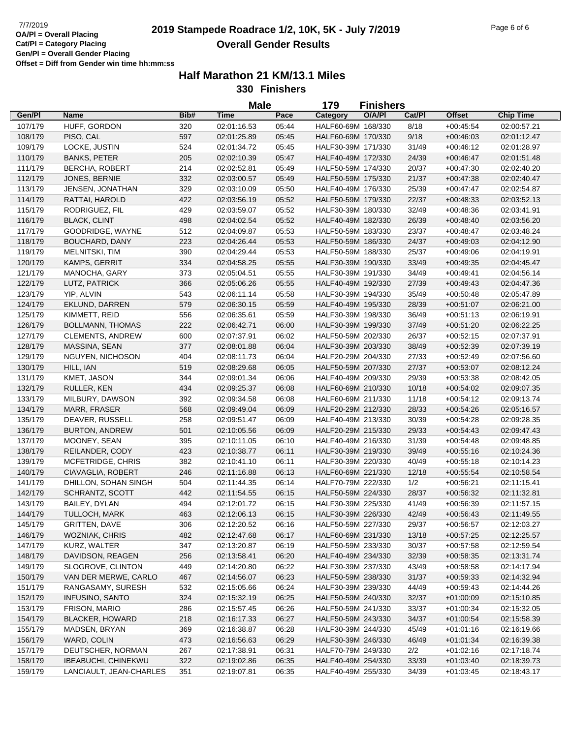OA/Pl = Overall Placing
Cat/Pl = Category Placing
Gen/Pl = Overall Gender Placing
Offset = Diff from Gender win time hh:mm:ss

# 2019 Stampede Roadrace 1/2, 10K, 5K - July 7/2019

## Overall Gender Results

### Half Marathon 21 KM/13.1 Miles

**330 Finishers**

**Male 179 Finishers**

| Gen/Pl | Name | Bib# | Time | Pace | Category | O/A/Pl | Cat/Pl | Offset | Chip Time |
|---|---|---|---|---|---|---|---|---|---|
| 107/179 | HUFF, GORDON | 320 | 02:01:16.53 | 05:44 | HALF60-69M | 168/330 | 8/18 | +00:45:54 | 02:00:57.21 |
| 108/179 | PISO, CAL | 597 | 02:01:25.89 | 05:45 | HALF60-69M | 170/330 | 9/18 | +00:46:03 | 02:01:12.47 |
| 109/179 | LOCKE, JUSTIN | 524 | 02:01:34.72 | 05:45 | HALF30-39M | 171/330 | 31/49 | +00:46:12 | 02:01:28.97 |
| 110/179 | BANKS, PETER | 205 | 02:02:10.39 | 05:47 | HALF40-49M | 172/330 | 24/39 | +00:46:47 | 02:01:51.48 |
| 111/179 | BERCHA, ROBERT | 214 | 02:02:52.81 | 05:49 | HALF50-59M | 174/330 | 20/37 | +00:47:30 | 02:02:40.20 |
| 112/179 | JONES, BERNIE | 332 | 02:03:00.57 | 05:49 | HALF50-59M | 175/330 | 21/37 | +00:47:38 | 02:02:40.47 |
| 113/179 | JENSEN, JONATHAN | 329 | 02:03:10.09 | 05:50 | HALF40-49M | 176/330 | 25/39 | +00:47:47 | 02:02:54.87 |
| 114/179 | RATTAI, HAROLD | 422 | 02:03:56.19 | 05:52 | HALF50-59M | 179/330 | 22/37 | +00:48:33 | 02:03:52.13 |
| 115/179 | RODRIGUEZ, FIL | 429 | 02:03:59.07 | 05:52 | HALF30-39M | 180/330 | 32/49 | +00:48:36 | 02:03:41.91 |
| 116/179 | BLACK, CLINT | 498 | 02:04:02.54 | 05:52 | HALF40-49M | 182/330 | 26/39 | +00:48:40 | 02:03:56.20 |
| 117/179 | GOODRIDGE, WAYNE | 512 | 02:04:09.87 | 05:53 | HALF50-59M | 183/330 | 23/37 | +00:48:47 | 02:03:48.24 |
| 118/179 | BOUCHARD, DANY | 223 | 02:04:26.44 | 05:53 | HALF50-59M | 186/330 | 24/37 | +00:49:03 | 02:04:12.90 |
| 119/179 | MELNITSKI, TIM | 390 | 02:04:29.44 | 05:53 | HALF50-59M | 188/330 | 25/37 | +00:49:06 | 02:04:19.91 |
| 120/179 | KAMPS, GERRIT | 334 | 02:04:58.25 | 05:55 | HALF30-39M | 190/330 | 33/49 | +00:49:35 | 02:04:45.47 |
| 121/179 | MANOCHA, GARY | 373 | 02:05:04.51 | 05:55 | HALF30-39M | 191/330 | 34/49 | +00:49:41 | 02:04:56.14 |
| 122/179 | LUTZ, PATRICK | 366 | 02:05:06.26 | 05:55 | HALF40-49M | 192/330 | 27/39 | +00:49:43 | 02:04:47.36 |
| 123/179 | YIP, ALVIN | 543 | 02:06:11.14 | 05:58 | HALF30-39M | 194/330 | 35/49 | +00:50:48 | 02:05:47.89 |
| 124/179 | EKLUND, DARREN | 579 | 02:06:30.15 | 05:59 | HALF40-49M | 195/330 | 28/39 | +00:51:07 | 02:06:21.00 |
| 125/179 | KIMMETT, REID | 556 | 02:06:35.61 | 05:59 | HALF30-39M | 198/330 | 36/49 | +00:51:13 | 02:06:19.91 |
| 126/179 | BOLLMANN, THOMAS | 222 | 02:06:42.71 | 06:00 | HALF30-39M | 199/330 | 37/49 | +00:51:20 | 02:06:22.25 |
| 127/179 | CLEMENTS, ANDREW | 600 | 02:07:37.91 | 06:02 | HALF50-59M | 202/330 | 26/37 | +00:52:15 | 02:07:37.91 |
| 128/179 | MASSINA, SEAN | 377 | 02:08:01.88 | 06:04 | HALF30-39M | 203/330 | 38/49 | +00:52:39 | 02:07:39.19 |
| 129/179 | NGUYEN, NICHOSON | 404 | 02:08:11.73 | 06:04 | HALF20-29M | 204/330 | 27/33 | +00:52:49 | 02:07:56.60 |
| 130/179 | HILL, IAN | 519 | 02:08:29.68 | 06:05 | HALF50-59M | 207/330 | 27/37 | +00:53:07 | 02:08:12.24 |
| 131/179 | KMET, JASON | 344 | 02:09:01.34 | 06:06 | HALF40-49M | 209/330 | 29/39 | +00:53:38 | 02:08:42.05 |
| 132/179 | RULLER, KEN | 434 | 02:09:25.37 | 06:08 | HALF60-69M | 210/330 | 10/18 | +00:54:02 | 02:09:07.35 |
| 133/179 | MILBURY, DAWSON | 392 | 02:09:34.58 | 06:08 | HALF60-69M | 211/330 | 11/18 | +00:54:12 | 02:09:13.74 |
| 134/179 | MARR, FRASER | 568 | 02:09:49.04 | 06:09 | HALF20-29M | 212/330 | 28/33 | +00:54:26 | 02:05:16.57 |
| 135/179 | DEAVER, RUSSELL | 258 | 02:09:51.47 | 06:09 | HALF40-49M | 213/330 | 30/39 | +00:54:28 | 02:09:28.35 |
| 136/179 | BURTON, ANDREW | 501 | 02:10:05.56 | 06:09 | HALF20-29M | 215/330 | 29/33 | +00:54:43 | 02:09:47.43 |
| 137/179 | MOONEY, SEAN | 395 | 02:10:11.05 | 06:10 | HALF40-49M | 216/330 | 31/39 | +00:54:48 | 02:09:48.85 |
| 138/179 | REILANDER, CODY | 423 | 02:10:38.77 | 06:11 | HALF30-39M | 219/330 | 39/49 | +00:55:16 | 02:10:24.36 |
| 139/179 | MCFETRIDGE, CHRIS | 382 | 02:10:41.10 | 06:11 | HALF30-39M | 220/330 | 40/49 | +00:55:18 | 02:10:14.23 |
| 140/179 | CIAVAGLIA, ROBERT | 246 | 02:11:16.88 | 06:13 | HALF60-69M | 221/330 | 12/18 | +00:55:54 | 02:10:58.54 |
| 141/179 | DHILLON, SOHAN SINGH | 504 | 02:11:44.35 | 06:14 | HALF70-79M | 222/330 | 1/2 | +00:56:21 | 02:11:15.41 |
| 142/179 | SCHRANTZ, SCOTT | 442 | 02:11:54.55 | 06:15 | HALF50-59M | 224/330 | 28/37 | +00:56:32 | 02:11:32.81 |
| 143/179 | BAILEY, DYLAN | 494 | 02:12:01.72 | 06:15 | HALF30-39M | 225/330 | 41/49 | +00:56:39 | 02:11:57.15 |
| 144/179 | TULLOCH, MARK | 463 | 02:12:06.13 | 06:15 | HALF30-39M | 226/330 | 42/49 | +00:56:43 | 02:11:49.55 |
| 145/179 | GRITTEN, DAVE | 306 | 02:12:20.52 | 06:16 | HALF50-59M | 227/330 | 29/37 | +00:56:57 | 02:12:03.27 |
| 146/179 | WOZNIAK, CHRIS | 482 | 02:12:47.68 | 06:17 | HALF60-69M | 231/330 | 13/18 | +00:57:25 | 02:12:25.57 |
| 147/179 | KURZ, WALTER | 347 | 02:13:20.87 | 06:19 | HALF50-59M | 233/330 | 30/37 | +00:57:58 | 02:12:59.54 |
| 148/179 | DAVIDSON, REAGEN | 256 | 02:13:58.41 | 06:20 | HALF40-49M | 234/330 | 32/39 | +00:58:35 | 02:13:31.74 |
| 149/179 | SLOGROVE, CLINTON | 449 | 02:14:20.80 | 06:22 | HALF30-39M | 237/330 | 43/49 | +00:58:58 | 02:14:17.94 |
| 150/179 | VAN DER MERWE, CARLO | 467 | 02:14:56.07 | 06:23 | HALF50-59M | 238/330 | 31/37 | +00:59:33 | 02:14:32.94 |
| 151/179 | RANGASAMY, SURESH | 532 | 02:15:05.66 | 06:24 | HALF30-39M | 239/330 | 44/49 | +00:59:43 | 02:14:44.26 |
| 152/179 | INFUSINO, SANTO | 324 | 02:15:32.19 | 06:25 | HALF50-59M | 240/330 | 32/37 | +01:00:09 | 02:15:10.85 |
| 153/179 | FRISON, MARIO | 286 | 02:15:57.45 | 06:26 | HALF50-59M | 241/330 | 33/37 | +01:00:34 | 02:15:32.05 |
| 154/179 | BLACKER, HOWARD | 218 | 02:16:17.33 | 06:27 | HALF50-59M | 243/330 | 34/37 | +01:00:54 | 02:15:58.39 |
| 155/179 | MADSEN, BRYAN | 369 | 02:16:38.87 | 06:28 | HALF30-39M | 244/330 | 45/49 | +01:01:16 | 02:16:19.66 |
| 156/179 | WARD, COLIN | 473 | 02:16:56.63 | 06:29 | HALF30-39M | 246/330 | 46/49 | +01:01:34 | 02:16:39.38 |
| 157/179 | DEUTSCHER, NORMAN | 267 | 02:17:38.91 | 06:31 | HALF70-79M | 249/330 | 2/2 | +01:02:16 | 02:17:18.74 |
| 158/179 | IBEABUCHI, CHINEKWU | 322 | 02:19:02.86 | 06:35 | HALF40-49M | 254/330 | 33/39 | +01:03:40 | 02:18:39.73 |
| 159/179 | LANCIAULT, JEAN-CHARLES | 351 | 02:19:07.81 | 06:35 | HALF40-49M | 255/330 | 34/39 | +01:03:45 | 02:18:43.17 |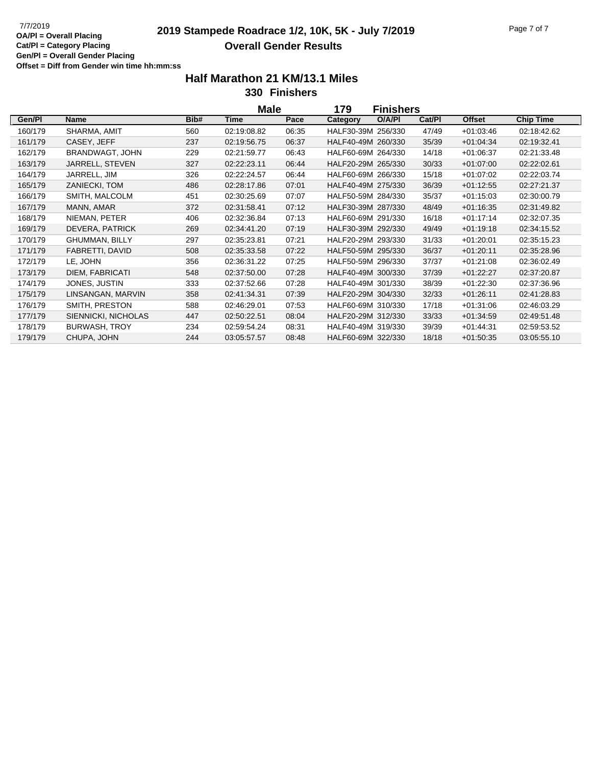7/7/2019
**OA/Pl = Overall Placing**
**Cat/Pl = Category Placing**
**Gen/Pl = Overall Gender Placing**
**Offset = Diff from Gender win time hh:mm:ss**

# 2019 Stampede Roadrace 1/2, 10K, 5K - July 7/2019

## Overall Gender Results

### Half Marathon 21 KM/13.1 Miles

**330 Finishers**

**Male 179 Finishers**

| Gen/Pl | Name | Bib# | Time | Pace | Category | O/A/Pl | Cat/Pl | Offset | Chip Time |
|---|---|---|---|---|---|---|---|---|---|
| 160/179 | SHARMA, AMIT | 560 | 02:19:08.82 | 06:35 | HALF30-39M | 256/330 | 47/49 | +01:03:46 | 02:18:42.62 |
| 161/179 | CASEY, JEFF | 237 | 02:19:56.75 | 06:37 | HALF40-49M | 260/330 | 35/39 | +01:04:34 | 02:19:32.41 |
| 162/179 | BRANDWAGT, JOHN | 229 | 02:21:59.77 | 06:43 | HALF60-69M | 264/330 | 14/18 | +01:06:37 | 02:21:33.48 |
| 163/179 | JARRELL, STEVEN | 327 | 02:22:23.11 | 06:44 | HALF20-29M | 265/330 | 30/33 | +01:07:00 | 02:22:02.61 |
| 164/179 | JARRELL, JIM | 326 | 02:22:24.57 | 06:44 | HALF60-69M | 266/330 | 15/18 | +01:07:02 | 02:22:03.74 |
| 165/179 | ZANIECKI, TOM | 486 | 02:28:17.86 | 07:01 | HALF40-49M | 275/330 | 36/39 | +01:12:55 | 02:27:21.37 |
| 166/179 | SMITH, MALCOLM | 451 | 02:30:25.69 | 07:07 | HALF50-59M | 284/330 | 35/37 | +01:15:03 | 02:30:00.79 |
| 167/179 | MANN, AMAR | 372 | 02:31:58.41 | 07:12 | HALF30-39M | 287/330 | 48/49 | +01:16:35 | 02:31:49.82 |
| 168/179 | NIEMAN, PETER | 406 | 02:32:36.84 | 07:13 | HALF60-69M | 291/330 | 16/18 | +01:17:14 | 02:32:07.35 |
| 169/179 | DEVERA, PATRICK | 269 | 02:34:41.20 | 07:19 | HALF30-39M | 292/330 | 49/49 | +01:19:18 | 02:34:15.52 |
| 170/179 | GHUMMAN, BILLY | 297 | 02:35:23.81 | 07:21 | HALF20-29M | 293/330 | 31/33 | +01:20:01 | 02:35:15.23 |
| 171/179 | FABRETTI, DAVID | 508 | 02:35:33.58 | 07:22 | HALF50-59M | 295/330 | 36/37 | +01:20:11 | 02:35:28.96 |
| 172/179 | LE, JOHN | 356 | 02:36:31.22 | 07:25 | HALF50-59M | 296/330 | 37/37 | +01:21:08 | 02:36:02.49 |
| 173/179 | DIEM, FABRICATI | 548 | 02:37:50.00 | 07:28 | HALF40-49M | 300/330 | 37/39 | +01:22:27 | 02:37:20.87 |
| 174/179 | JONES, JUSTIN | 333 | 02:37:52.66 | 07:28 | HALF40-49M | 301/330 | 38/39 | +01:22:30 | 02:37:36.96 |
| 175/179 | LINSANGAN, MARVIN | 358 | 02:41:34.31 | 07:39 | HALF20-29M | 304/330 | 32/33 | +01:26:11 | 02:41:28.83 |
| 176/179 | SMITH, PRESTON | 588 | 02:46:29.01 | 07:53 | HALF60-69M | 310/330 | 17/18 | +01:31:06 | 02:46:03.29 |
| 177/179 | SIENNICKI, NICHOLAS | 447 | 02:50:22.51 | 08:04 | HALF20-29M | 312/330 | 33/33 | +01:34:59 | 02:49:51.48 |
| 178/179 | BURWASH, TROY | 234 | 02:59:54.24 | 08:31 | HALF40-49M | 319/330 | 39/39 | +01:44:31 | 02:59:53.52 |
| 179/179 | CHUPA, JOHN | 244 | 03:05:57.57 | 08:48 | HALF60-69M | 322/330 | 18/18 | +01:50:35 | 03:05:55.10 |